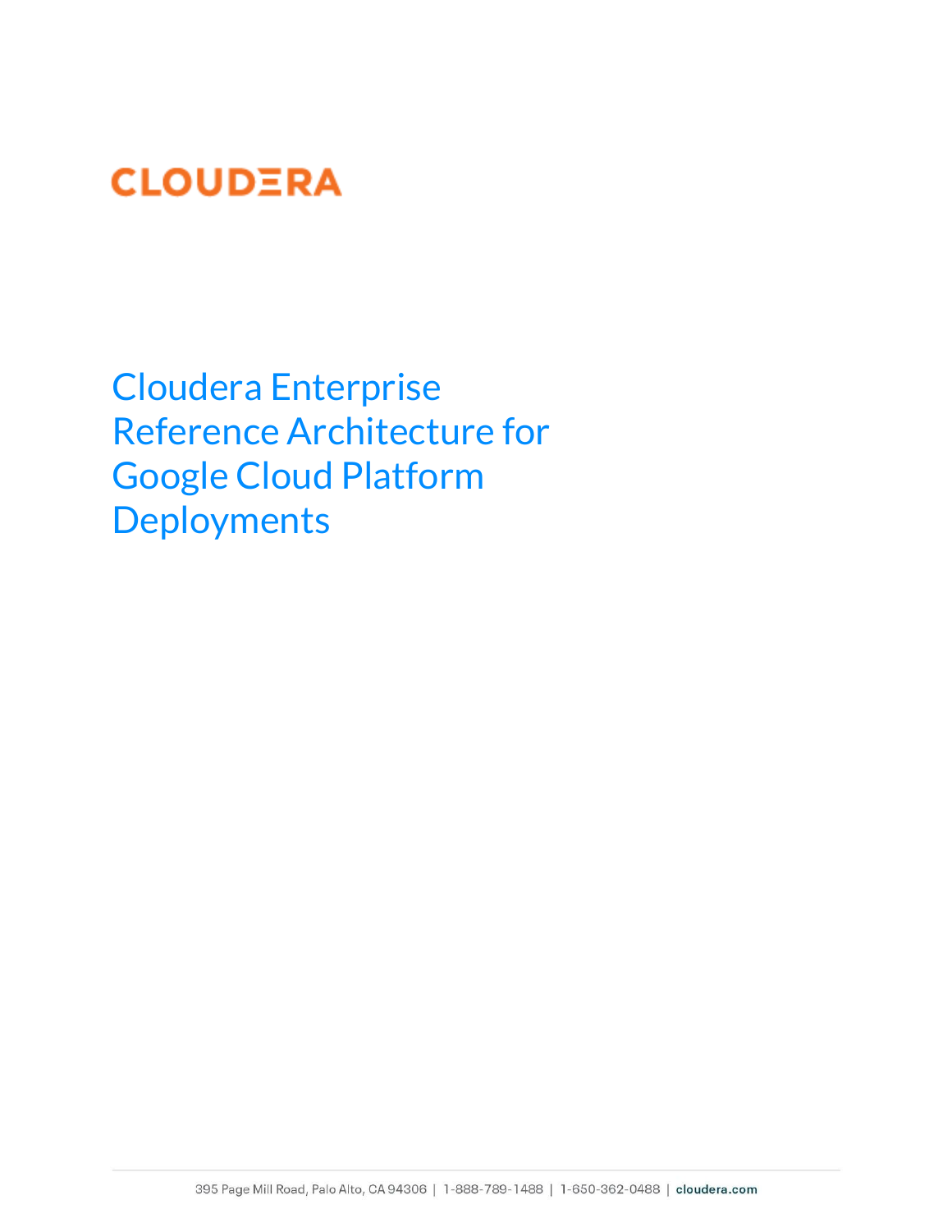CLOUDERA

# Cloudera Enterprise Reference Architecture for Google Cloud Platform Deployments

395 Page Mill Road, Palo Alto, CA 94306 | 1-888-789-1488 | 1-650-362-0488 | cloudera.com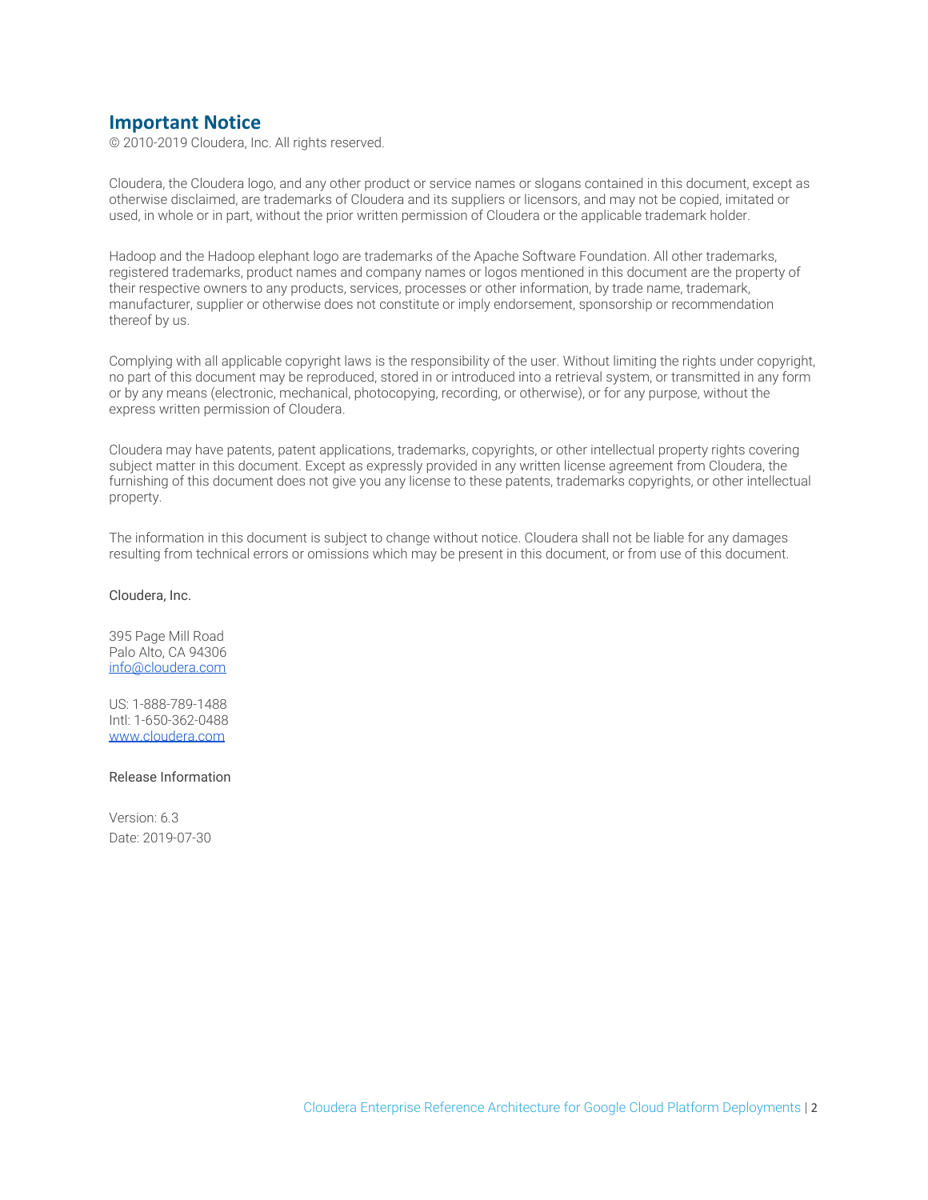## Important Notice

© 2010-2019 Cloudera, Inc. All rights reserved.

Cloudera, the Cloudera logo, and any other product or service names or slogans contained in this document, except as otherwise disclaimed, are trademarks of Cloudera and its suppliers or licensors, and may not be copied, imitated or used, in whole or in part, without the prior written permission of Cloudera or the applicable trademark holder.

Hadoop and the Hadoop elephant logo are trademarks of the Apache Software Foundation. All other trademarks, registered trademarks, product names and company names or logos mentioned in this document are the property of their respective owners to any products, services, processes or other information, by trade name, trademark, manufacturer, supplier or otherwise does not constitute or imply endorsement, sponsorship or recommendation thereof by us.

Complying with all applicable copyright laws is the responsibility of the user. Without limiting the rights under copyright, no part of this document may be reproduced, stored in or introduced into a retrieval system, or transmitted in any form or by any means (electronic, mechanical, photocopying, recording, or otherwise), or for any purpose, without the express written permission of Cloudera.

Cloudera may have patents, patent applications, trademarks, copyrights, or other intellectual property rights covering subject matter in this document. Except as expressly provided in any written license agreement from Cloudera, the furnishing of this document does not give you any license to these patents, trademarks copyrights, or other intellectual property.

The information in this document is subject to change without notice. Cloudera shall not be liable for any damages resulting from technical errors or omissions which may be present in this document, or from use of this document.

Cloudera, Inc.

395 Page Mill Road
Palo Alto, CA 94306
info@cloudera.com

US: 1-888-789-1488
Intl: 1-650-362-0488
www.cloudera.com

Release Information

Version: 6.3
Date: 2019-07-30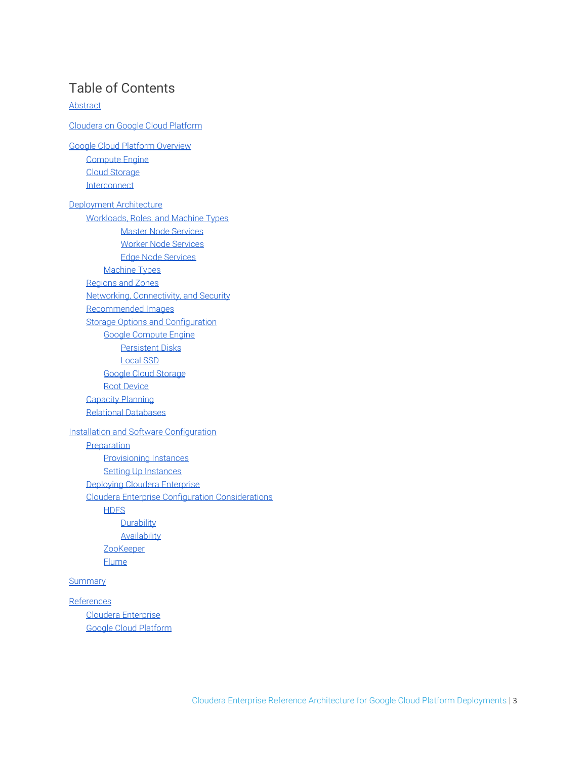# Table of Contents

- Abstract
- Cloudera on Google Cloud Platform
- Google Cloud Platform Overview
    - Compute Engine
    - Cloud Storage
    - Interconnect
- Deployment Architecture
    - Workloads, Roles, and Machine Types
        - Master Node Services
        - Worker Node Services
        - Edge Node Services
        - Machine Types
    - Regions and Zones
    - Networking, Connectivity, and Security
    - Recommended Images
    - Storage Options and Configuration
        - Google Compute Engine
            - Persistent Disks
            - Local SSD
        - Google Cloud Storage
        - Root Device
    - Capacity Planning
    - Relational Databases
- Installation and Software Configuration
    - Preparation
        - Provisioning Instances
        - Setting Up Instances
    - Deploying Cloudera Enterprise
    - Cloudera Enterprise Configuration Considerations
        - HDFS
            - Durability
            - Availability
        - ZooKeeper
        - Flume
- Summary
- References
    - Cloudera Enterprise
    - Google Cloud Platform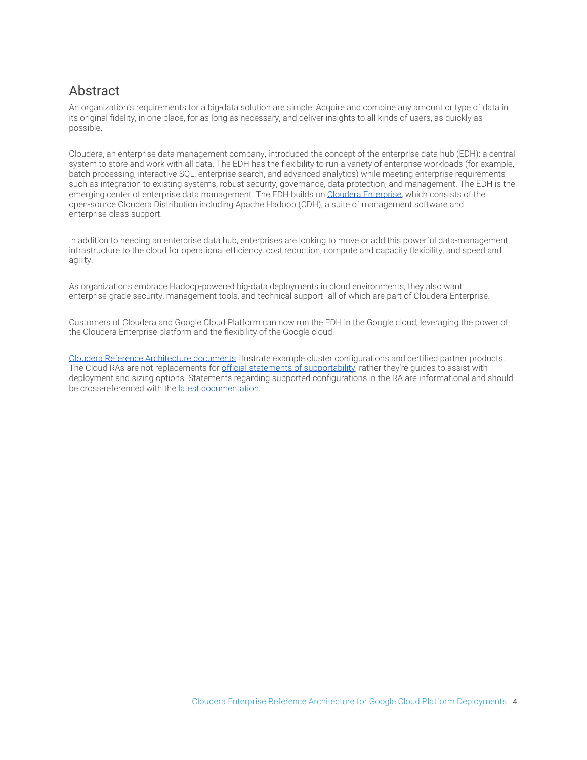# Abstract

An organization's requirements for a big-data solution are simple: Acquire and combine any amount or type of data in its original fidelity, in one place, for as long as necessary, and deliver insights to all kinds of users, as quickly as possible.

Cloudera, an enterprise data management company, introduced the concept of the enterprise data hub (EDH): a central system to store and work with all data. The EDH has the flexibility to run a variety of enterprise workloads (for example, batch processing, interactive SQL, enterprise search, and advanced analytics) while meeting enterprise requirements such as integration to existing systems, robust security, governance, data protection, and management. The EDH is the emerging center of enterprise data management. The EDH builds on Cloudera Enterprise, which consists of the open-source Cloudera Distribution including Apache Hadoop (CDH), a suite of management software and enterprise-class support.

In addition to needing an enterprise data hub, enterprises are looking to move or add this powerful data-management infrastructure to the cloud for operational efficiency, cost reduction, compute and capacity flexibility, and speed and agility.

As organizations embrace Hadoop-powered big-data deployments in cloud environments, they also want enterprise-grade security, management tools, and technical support--all of which are part of Cloudera Enterprise.

Customers of Cloudera and Google Cloud Platform can now run the EDH in the Google cloud, leveraging the power of the Cloudera Enterprise platform and the flexibility of the Google cloud.

Cloudera Reference Architecture documents illustrate example cluster configurations and certified partner products. The Cloud RAs are not replacements for official statements of supportability, rather they're guides to assist with deployment and sizing options. Statements regarding supported configurations in the RA are informational and should be cross-referenced with the latest documentation.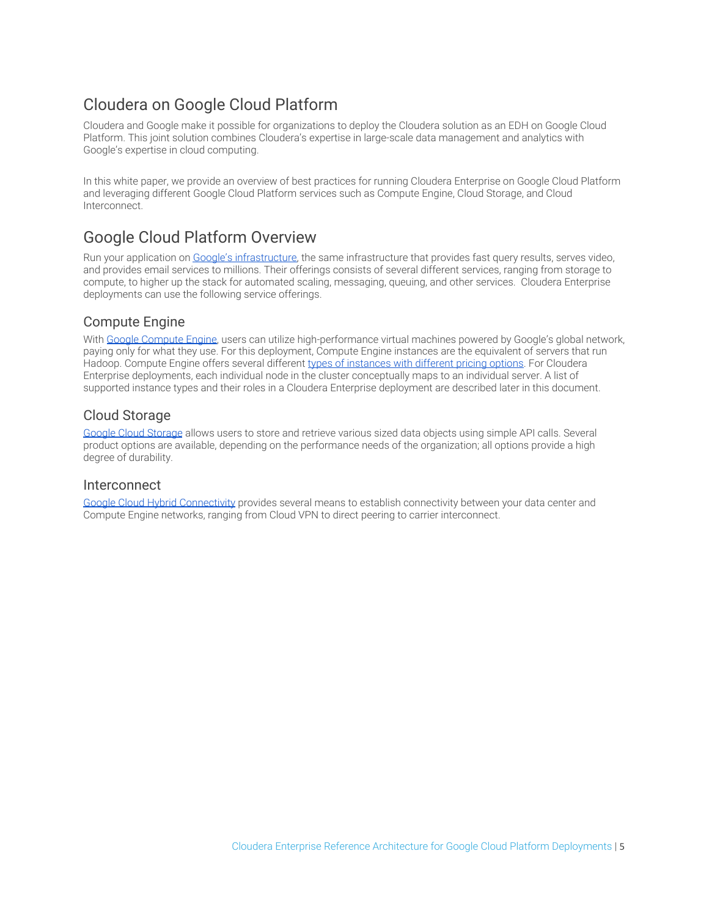## Cloudera on Google Cloud Platform

Cloudera and Google make it possible for organizations to deploy the Cloudera solution as an EDH on Google Cloud Platform. This joint solution combines Cloudera's expertise in large-scale data management and analytics with Google's expertise in cloud computing.

In this white paper, we provide an overview of best practices for running Cloudera Enterprise on Google Cloud Platform and leveraging different Google Cloud Platform services such as Compute Engine, Cloud Storage, and Cloud Interconnect.

## Google Cloud Platform Overview

Run your application on Google's infrastructure, the same infrastructure that provides fast query results, serves video, and provides email services to millions. Their offerings consists of several different services, ranging from storage to compute, to higher up the stack for automated scaling, messaging, queuing, and other services. Cloudera Enterprise deployments can use the following service offerings.

### Compute Engine

With Google Compute Engine, users can utilize high-performance virtual machines powered by Google's global network, paying only for what they use. For this deployment, Compute Engine instances are the equivalent of servers that run Hadoop. Compute Engine offers several different types of instances with different pricing options. For Cloudera Enterprise deployments, each individual node in the cluster conceptually maps to an individual server. A list of supported instance types and their roles in a Cloudera Enterprise deployment are described later in this document.

### Cloud Storage

Google Cloud Storage allows users to store and retrieve various sized data objects using simple API calls. Several product options are available, depending on the performance needs of the organization; all options provide a high degree of durability.

### Interconnect

Google Cloud Hybrid Connectivity provides several means to establish connectivity between your data center and Compute Engine networks, ranging from Cloud VPN to direct peering to carrier interconnect.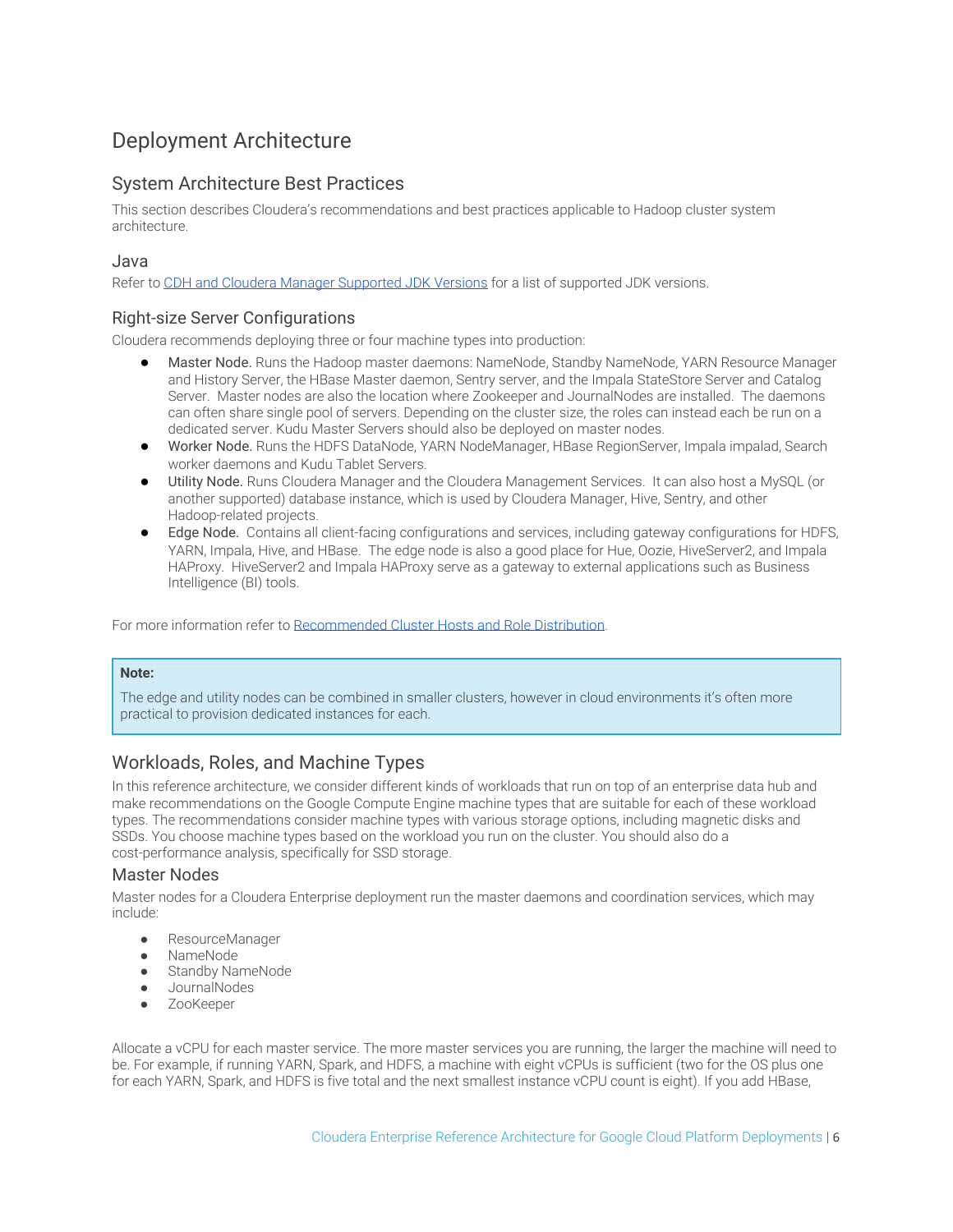# Deployment Architecture

## System Architecture Best Practices

This section describes Cloudera's recommendations and best practices applicable to Hadoop cluster system architecture.

### Java

Refer to [CDH and Cloudera Manager Supported JDK Versions] for a list of supported JDK versions.

### Right-size Server Configurations

Cloudera recommends deploying three or four machine types into production:

- **Master Node.** Runs the Hadoop master daemons: NameNode, Standby NameNode, YARN Resource Manager and History Server, the HBase Master daemon, Sentry server, and the Impala StateStore Server and Catalog Server. Master nodes are also the location where Zookeeper and JournalNodes are installed. The daemons can often share single pool of servers. Depending on the cluster size, the roles can instead each be run on a dedicated server. Kudu Master Servers should also be deployed on master nodes.
- **Worker Node.** Runs the HDFS DataNode, YARN NodeManager, HBase RegionServer, Impala impalad, Search worker daemons and Kudu Tablet Servers.
- **Utility Node.** Runs Cloudera Manager and the Cloudera Management Services. It can also host a MySQL (or another supported) database instance, which is used by Cloudera Manager, Hive, Sentry, and other Hadoop-related projects.
- **Edge Node.** Contains all client-facing configurations and services, including gateway configurations for HDFS, YARN, Impala, Hive, and HBase. The edge node is also a good place for Hue, Oozie, HiveServer2, and Impala HAProxy. HiveServer2 and Impala HAProxy serve as a gateway to external applications such as Business Intelligence (BI) tools.

For more information refer to [Recommended Cluster Hosts and Role Distribution].

> **Note:**
>
> The edge and utility nodes can be combined in smaller clusters, however in cloud environments it's often more practical to provision dedicated instances for each.

## Workloads, Roles, and Machine Types

In this reference architecture, we consider different kinds of workloads that run on top of an enterprise data hub and make recommendations on the Google Compute Engine machine types that are suitable for each of these workload types. The recommendations consider machine types with various storage options, including magnetic disks and SSDs. You choose machine types based on the workload you run on the cluster. You should also do a cost-performance analysis, specifically for SSD storage.

### Master Nodes

Master nodes for a Cloudera Enterprise deployment run the master daemons and coordination services, which may include:

- ResourceManager
- NameNode
- Standby NameNode
- JournalNodes
- ZooKeeper

Allocate a vCPU for each master service. The more master services you are running, the larger the machine will need to be. For example, if running YARN, Spark, and HDFS, a machine with eight vCPUs is sufficient (two for the OS plus one for each YARN, Spark, and HDFS is five total and the next smallest instance vCPU count is eight). If you add HBase,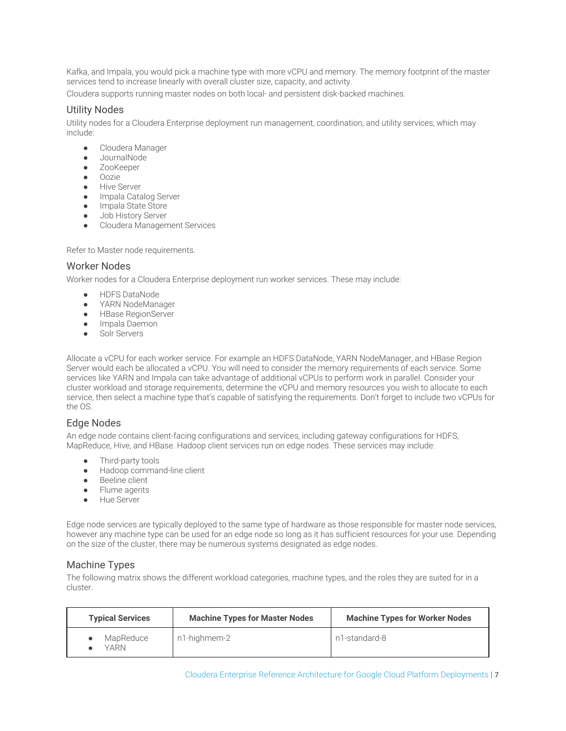Kafka, and Impala, you would pick a machine type with more vCPU and memory. The memory footprint of the master services tend to increase linearly with overall cluster size, capacity, and activity.

Cloudera supports running master nodes on both local- and persistent disk-backed machines.

### Utility Nodes

Utility nodes for a Cloudera Enterprise deployment run management, coordination, and utility services, which may include:

- Cloudera Manager
- JournalNode
- ZooKeeper
- Oozie
- Hive Server
- Impala Catalog Server
- Impala State Store
- Job History Server
- Cloudera Management Services

Refer to Master node requirements.

### Worker Nodes

Worker nodes for a Cloudera Enterprise deployment run worker services. These may include:

- HDFS DataNode
- YARN NodeManager
- HBase RegionServer
- Impala Daemon
- Solr Servers

Allocate a vCPU for each worker service. For example an HDFS DataNode, YARN NodeManager, and HBase Region Server would each be allocated a vCPU. You will need to consider the memory requirements of each service. Some services like YARN and Impala can take advantage of additional vCPUs to perform work in parallel. Consider your cluster workload and storage requirements, determine the vCPU and memory resources you wish to allocate to each service, then select a machine type that's capable of satisfying the requirements. Don't forget to include two vCPUs for the OS.

### Edge Nodes

An edge node contains client-facing configurations and services, including gateway configurations for HDFS, MapReduce, Hive, and HBase. Hadoop client services run on edge nodes. These services may include:

- Third-party tools
- Hadoop command-line client
- Beeline client
- Flume agents
- Hue Server

Edge node services are typically deployed to the same type of hardware as those responsible for master node services, however any machine type can be used for an edge node so long as it has sufficient resources for your use. Depending on the size of the cluster, there may be numerous systems designated as edge nodes.

### Machine Types

The following matrix shows the different workload categories, machine types, and the roles they are suited for in a cluster.

| Typical Services | Machine Types for Master Nodes | Machine Types for Worker Nodes |
| --- | --- | --- |
| • MapReduce<br>• YARN | n1-highmem-2 | n1-standard-8 |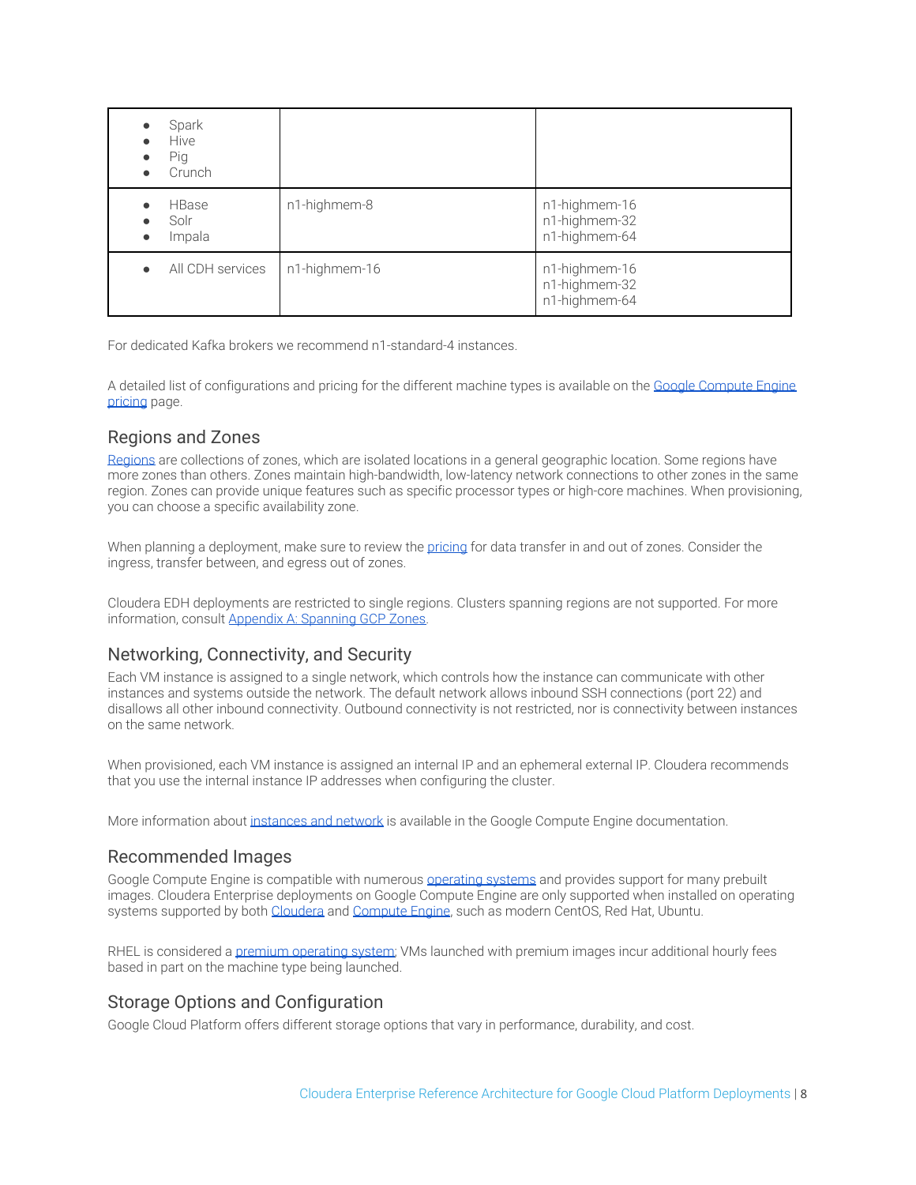| | | |
|---|---|---|
| • Spark<br>• Hive<br>• Pig<br>• Crunch | | |
| • HBase<br>• Solr<br>• Impala | n1-highmem-8 | n1-highmem-16<br>n1-highmem-32<br>n1-highmem-64 |
| • All CDH services | n1-highmem-16 | n1-highmem-16<br>n1-highmem-32<br>n1-highmem-64 |

For dedicated Kafka brokers we recommend n1-standard-4 instances.

A detailed list of configurations and pricing for the different machine types is available on the Google Compute Engine pricing page.

## Regions and Zones

Regions are collections of zones, which are isolated locations in a general geographic location. Some regions have more zones than others. Zones maintain high-bandwidth, low-latency network connections to other zones in the same region. Zones can provide unique features such as specific processor types or high-core machines. When provisioning, you can choose a specific availability zone.

When planning a deployment, make sure to review the pricing for data transfer in and out of zones. Consider the ingress, transfer between, and egress out of zones.

Cloudera EDH deployments are restricted to single regions. Clusters spanning regions are not supported. For more information, consult Appendix A: Spanning GCP Zones.

## Networking, Connectivity, and Security

Each VM instance is assigned to a single network, which controls how the instance can communicate with other instances and systems outside the network. The default network allows inbound SSH connections (port 22) and disallows all other inbound connectivity. Outbound connectivity is not restricted, nor is connectivity between instances on the same network.

When provisioned, each VM instance is assigned an internal IP and an ephemeral external IP. Cloudera recommends that you use the internal instance IP addresses when configuring the cluster.

More information about instances and network is available in the Google Compute Engine documentation.

## Recommended Images

Google Compute Engine is compatible with numerous operating systems and provides support for many prebuilt images. Cloudera Enterprise deployments on Google Compute Engine are only supported when installed on operating systems supported by both Cloudera and Compute Engine, such as modern CentOS, Red Hat, Ubuntu.

RHEL is considered a premium operating system; VMs launched with premium images incur additional hourly fees based in part on the machine type being launched.

## Storage Options and Configuration

Google Cloud Platform offers different storage options that vary in performance, durability, and cost.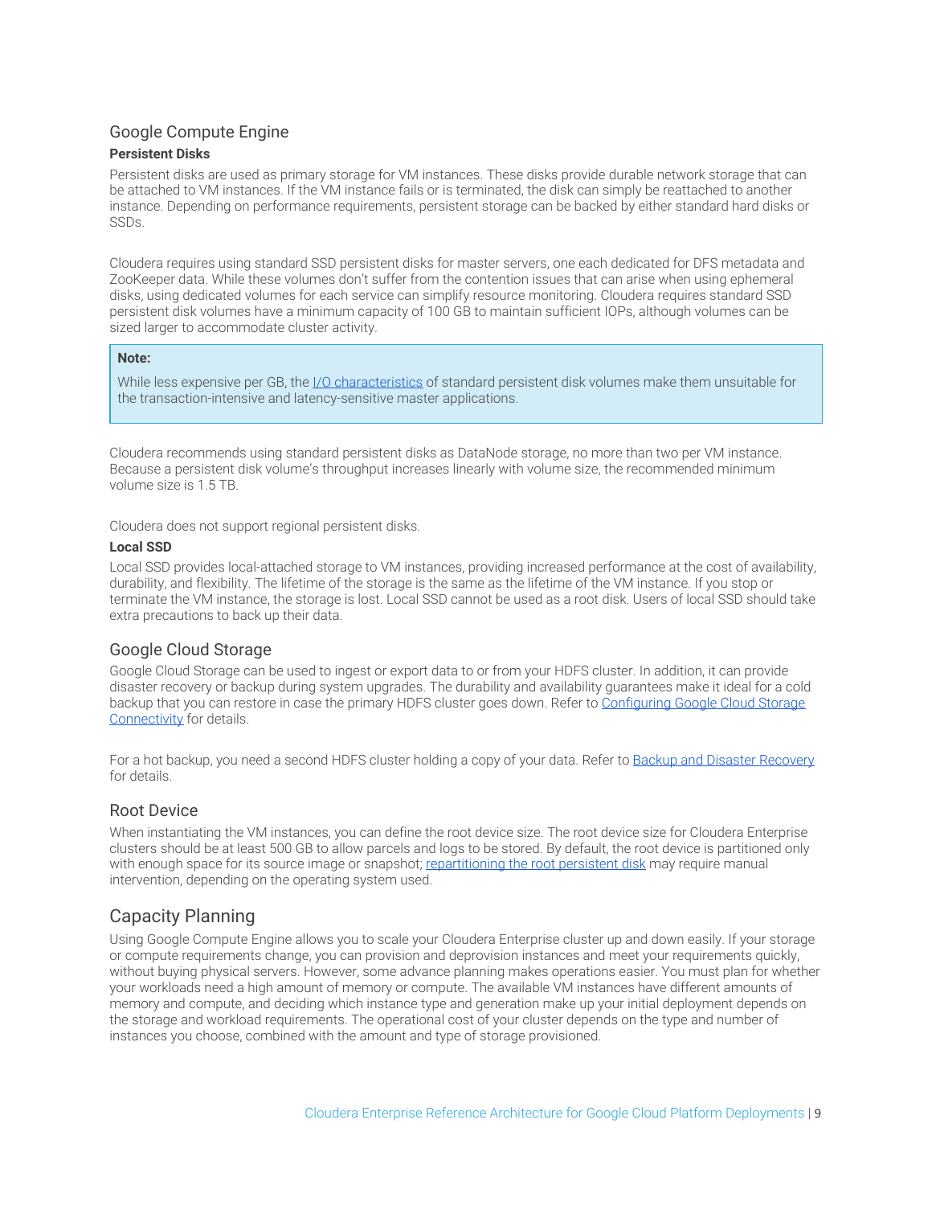## Google Compute Engine

### Persistent Disks

Persistent disks are used as primary storage for VM instances. These disks provide durable network storage that can be attached to VM instances. If the VM instance fails or is terminated, the disk can simply be reattached to another instance. Depending on performance requirements, persistent storage can be backed by either standard hard disks or SSDs.

Cloudera requires using standard SSD persistent disks for master servers, one each dedicated for DFS metadata and ZooKeeper data. While these volumes don't suffer from the contention issues that can arise when using ephemeral disks, using dedicated volumes for each service can simplify resource monitoring. Cloudera requires standard SSD persistent disk volumes have a minimum capacity of 100 GB to maintain sufficient IOPs, although volumes can be sized larger to accommodate cluster activity.

> **Note:**
>
> While less expensive per GB, the I/O characteristics of standard persistent disk volumes make them unsuitable for the transaction-intensive and latency-sensitive master applications.

Cloudera recommends using standard persistent disks as DataNode storage, no more than two per VM instance. Because a persistent disk volume's throughput increases linearly with volume size, the recommended minimum volume size is 1.5 TB.

Cloudera does not support regional persistent disks.

### Local SSD

Local SSD provides local-attached storage to VM instances, providing increased performance at the cost of availability, durability, and flexibility. The lifetime of the storage is the same as the lifetime of the VM instance. If you stop or terminate the VM instance, the storage is lost. Local SSD cannot be used as a root disk. Users of local SSD should take extra precautions to back up their data.

## Google Cloud Storage

Google Cloud Storage can be used to ingest or export data to or from your HDFS cluster. In addition, it can provide disaster recovery or backup during system upgrades. The durability and availability guarantees make it ideal for a cold backup that you can restore in case the primary HDFS cluster goes down. Refer to Configuring Google Cloud Storage Connectivity for details.

For a hot backup, you need a second HDFS cluster holding a copy of your data. Refer to Backup and Disaster Recovery for details.

## Root Device

When instantiating the VM instances, you can define the root device size. The root device size for Cloudera Enterprise clusters should be at least 500 GB to allow parcels and logs to be stored. By default, the root device is partitioned only with enough space for its source image or snapshot; repartitioning the root persistent disk may require manual intervention, depending on the operating system used.

## Capacity Planning

Using Google Compute Engine allows you to scale your Cloudera Enterprise cluster up and down easily. If your storage or compute requirements change, you can provision and deprovision instances and meet your requirements quickly, without buying physical servers. However, some advance planning makes operations easier. You must plan for whether your workloads need a high amount of memory or compute. The available VM instances have different amounts of memory and compute, and deciding which instance type and generation make up your initial deployment depends on the storage and workload requirements. The operational cost of your cluster depends on the type and number of instances you choose, combined with the amount and type of storage provisioned.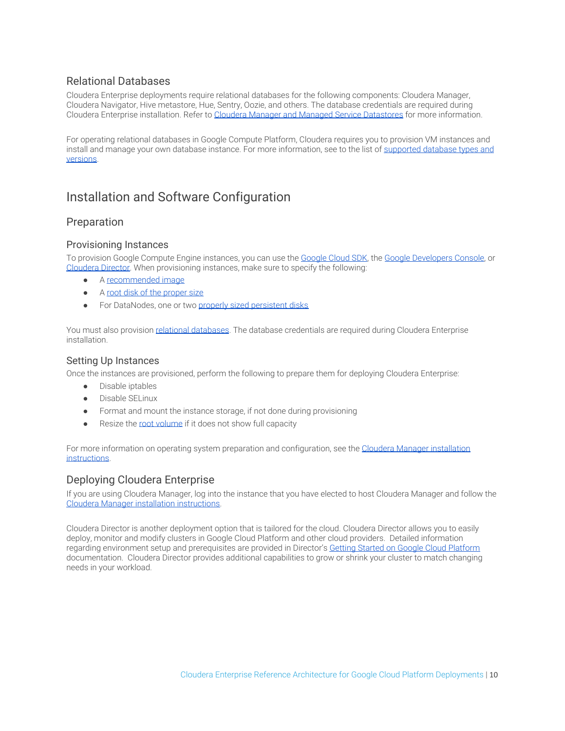### Relational Databases

Cloudera Enterprise deployments require relational databases for the following components: Cloudera Manager, Cloudera Navigator, Hive metastore, Hue, Sentry, Oozie, and others. The database credentials are required during Cloudera Enterprise installation. Refer to Cloudera Manager and Managed Service Datastores for more information.

For operating relational databases in Google Compute Platform, Cloudera requires you to provision VM instances and install and manage your own database instance. For more information, see to the list of supported database types and versions.

## Installation and Software Configuration

### Preparation

#### Provisioning Instances

To provision Google Compute Engine instances, you can use the Google Cloud SDK, the Google Developers Console, or Cloudera Director. When provisioning instances, make sure to specify the following:

- A recommended image
- A root disk of the proper size
- For DataNodes, one or two properly sized persistent disks

You must also provision relational databases. The database credentials are required during Cloudera Enterprise installation.

#### Setting Up Instances

Once the instances are provisioned, perform the following to prepare them for deploying Cloudera Enterprise:

- Disable iptables
- Disable SELinux
- Format and mount the instance storage, if not done during provisioning
- Resize the root volume if it does not show full capacity

For more information on operating system preparation and configuration, see the Cloudera Manager installation instructions.

### Deploying Cloudera Enterprise

If you are using Cloudera Manager, log into the instance that you have elected to host Cloudera Manager and follow the Cloudera Manager installation instructions.

Cloudera Director is another deployment option that is tailored for the cloud. Cloudera Director allows you to easily deploy, monitor and modify clusters in Google Cloud Platform and other cloud providers. Detailed information regarding environment setup and prerequisites are provided in Director's Getting Started on Google Cloud Platform documentation. Cloudera Director provides additional capabilities to grow or shrink your cluster to match changing needs in your workload.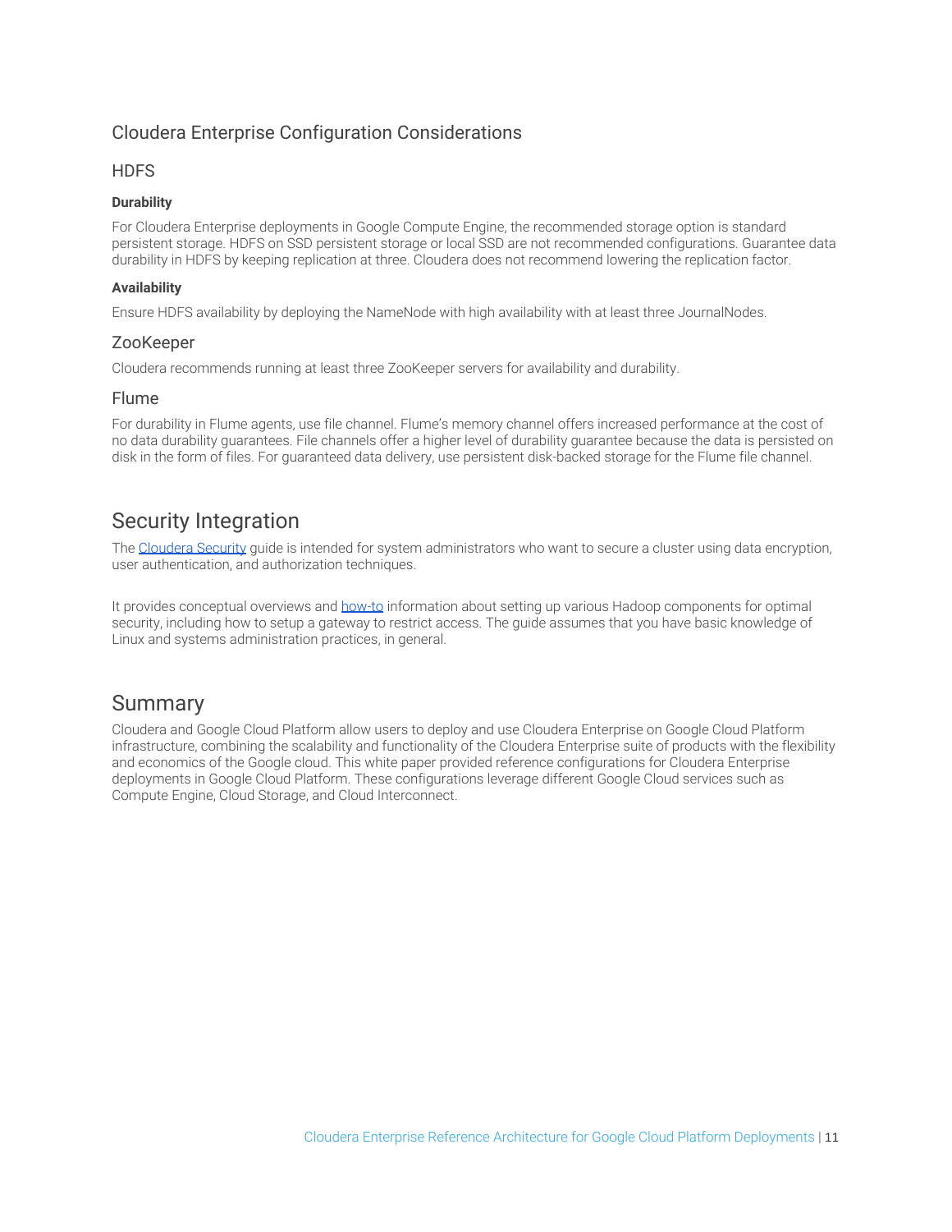## Cloudera Enterprise Configuration Considerations

### HDFS

**Durability**

For Cloudera Enterprise deployments in Google Compute Engine, the recommended storage option is standard persistent storage. HDFS on SSD persistent storage or local SSD are not recommended configurations. Guarantee data durability in HDFS by keeping replication at three. Cloudera does not recommend lowering the replication factor.

**Availability**

Ensure HDFS availability by deploying the NameNode with high availability with at least three JournalNodes.

### ZooKeeper

Cloudera recommends running at least three ZooKeeper servers for availability and durability.

### Flume

For durability in Flume agents, use file channel. Flume's memory channel offers increased performance at the cost of no data durability guarantees. File channels offer a higher level of durability guarantee because the data is persisted on disk in the form of files. For guaranteed data delivery, use persistent disk-backed storage for the Flume file channel.

# Security Integration

The Cloudera Security guide is intended for system administrators who want to secure a cluster using data encryption, user authentication, and authorization techniques.

It provides conceptual overviews and how-to information about setting up various Hadoop components for optimal security, including how to setup a gateway to restrict access. The guide assumes that you have basic knowledge of Linux and systems administration practices, in general.

# Summary

Cloudera and Google Cloud Platform allow users to deploy and use Cloudera Enterprise on Google Cloud Platform infrastructure, combining the scalability and functionality of the Cloudera Enterprise suite of products with the flexibility and economics of the Google cloud. This white paper provided reference configurations for Cloudera Enterprise deployments in Google Cloud Platform. These configurations leverage different Google Cloud services such as Compute Engine, Cloud Storage, and Cloud Interconnect.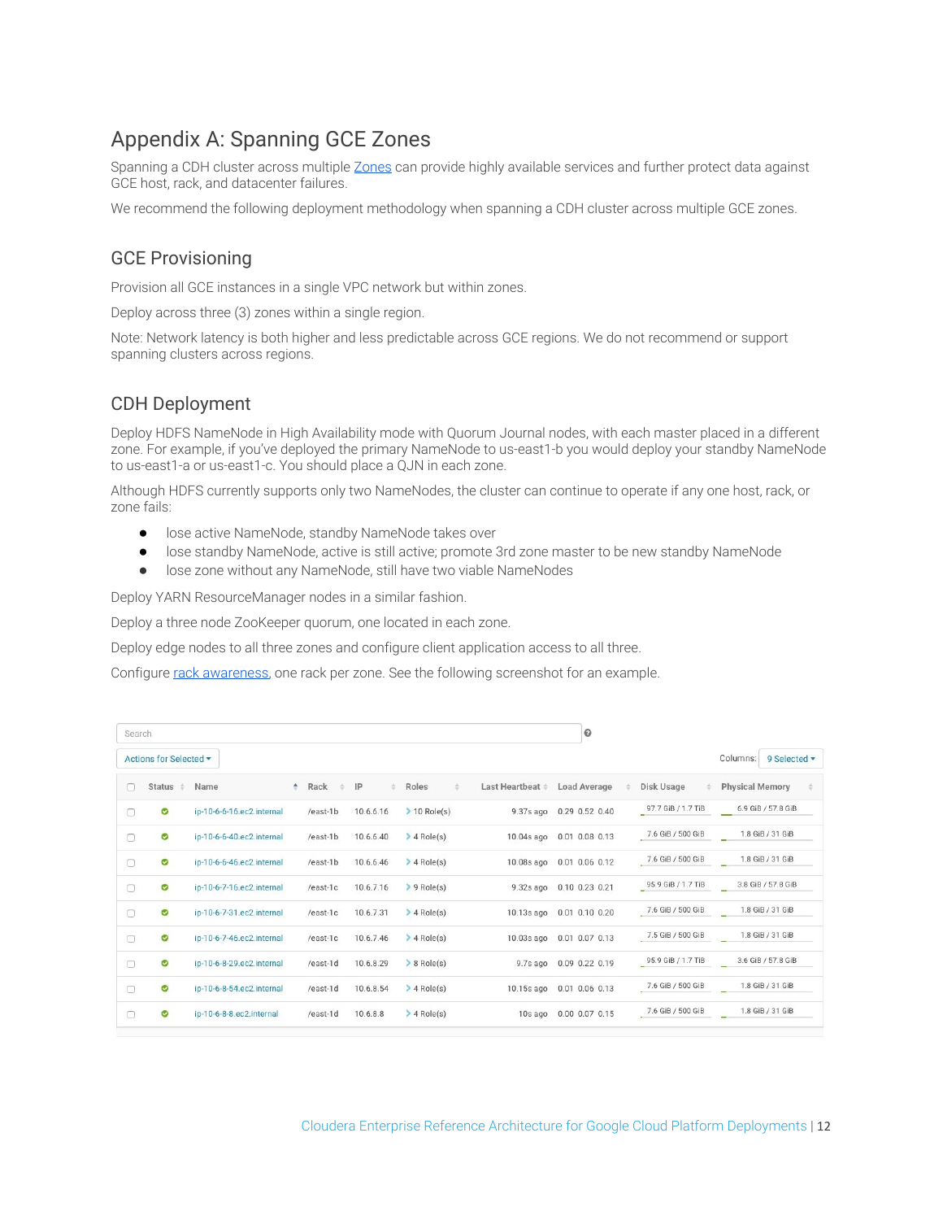# Appendix A: Spanning GCE Zones

Spanning a CDH cluster across multiple Zones can provide highly available services and further protect data against GCE host, rack, and datacenter failures.

We recommend the following deployment methodology when spanning a CDH cluster across multiple GCE zones.

## GCE Provisioning

Provision all GCE instances in a single VPC network but within zones.

Deploy across three (3) zones within a single region.

Note: Network latency is both higher and less predictable across GCE regions. We do not recommend or support spanning clusters across regions.

## CDH Deployment

Deploy HDFS NameNode in High Availability mode with Quorum Journal nodes, with each master placed in a different zone. For example, if you've deployed the primary NameNode to us-east1-b you would deploy your standby NameNode to us-east1-a or us-east1-c. You should place a QJN in each zone.

Although HDFS currently supports only two NameNodes, the cluster can continue to operate if any one host, rack, or zone fails:

- lose active NameNode, standby NameNode takes over
- lose standby NameNode, active is still active; promote 3rd zone master to be new standby NameNode
- lose zone without any NameNode, still have two viable NameNodes

Deploy YARN ResourceManager nodes in a similar fashion.

Deploy a three node ZooKeeper quorum, one located in each zone.

Deploy edge nodes to all three zones and configure client application access to all three.

Configure rack awareness, one rack per zone. See the following screenshot for an example.

| Status | Name | Rack | IP | Roles | Last Heartbeat | Load Average | Disk Usage | Physical Memory |
|---|---|---|---|---|---|---|---|---|
| ✔ | ip-10-6-6-16.ec2.internal | /east-1b | 10.6.6.16 | 10 Role(s) | 9.37s ago | 0.29 0.52 0.40 | 97.7 GiB / 1.7 TiB | 6.9 GiB / 57.8 GiB |
| ✔ | ip-10-6-6-40.ec2.internal | /east-1b | 10.6.6.40 | 4 Role(s) | 10.04s ago | 0.01 0.08 0.13 | 7.6 GiB / 500 GiB | 1.8 GiB / 31 GiB |
| ✔ | ip-10-6-6-46.ec2.internal | /east-1b | 10.6.6.46 | 4 Role(s) | 10.08s ago | 0.01 0.06 0.12 | 7.6 GiB / 500 GiB | 1.8 GiB / 31 GiB |
| ✔ | ip-10-6-7-16.ec2.internal | /east-1c | 10.6.7.16 | 9 Role(s) | 9.32s ago | 0.10 0.23 0.21 | 95.9 GiB / 1.7 TiB | 3.8 GiB / 57.8 GiB |
| ✔ | ip-10-6-7-31.ec2.internal | /east-1c | 10.6.7.31 | 4 Role(s) | 10.13s ago | 0.01 0.10 0.20 | 7.6 GiB / 500 GiB | 1.8 GiB / 31 GiB |
| ✔ | ip-10-6-7-46.ec2.internal | /east-1c | 10.6.7.46 | 4 Role(s) | 10.03s ago | 0.01 0.07 0.13 | 7.5 GiB / 500 GiB | 1.8 GiB / 31 GiB |
| ✔ | ip-10-6-8-29.ec2.internal | /east-1d | 10.6.8.29 | 8 Role(s) | 9.7s ago | 0.09 0.22 0.19 | 95.9 GiB / 1.7 TiB | 3.6 GiB / 57.8 GiB |
| ✔ | ip-10-6-8-54.ec2.internal | /east-1d | 10.6.8.54 | 4 Role(s) | 10.15s ago | 0.01 0.06 0.13 | 7.6 GiB / 500 GiB | 1.8 GiB / 31 GiB |
| ✔ | ip-10-6-8-8.ec2.internal | /east-1d | 10.6.8.8 | 4 Role(s) | 10s ago | 0.00 0.07 0.15 | 7.6 GiB / 500 GiB | 1.8 GiB / 31 GiB |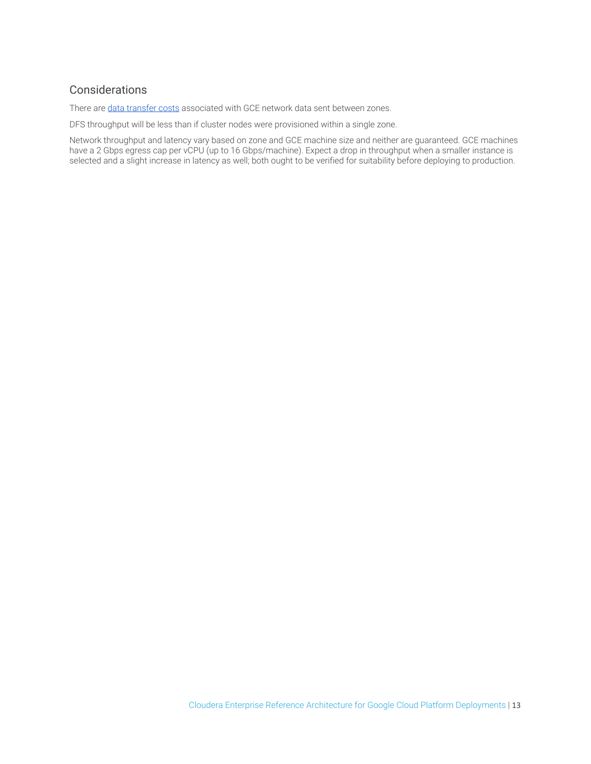## Considerations

There are [data transfer costs]() associated with GCE network data sent between zones.

DFS throughput will be less than if cluster nodes were provisioned within a single zone.

Network throughput and latency vary based on zone and GCE machine size and neither are guaranteed. GCE machines have a 2 Gbps egress cap per vCPU (up to 16 Gbps/machine). Expect a drop in throughput when a smaller instance is selected and a slight increase in latency as well; both ought to be verified for suitability before deploying to production.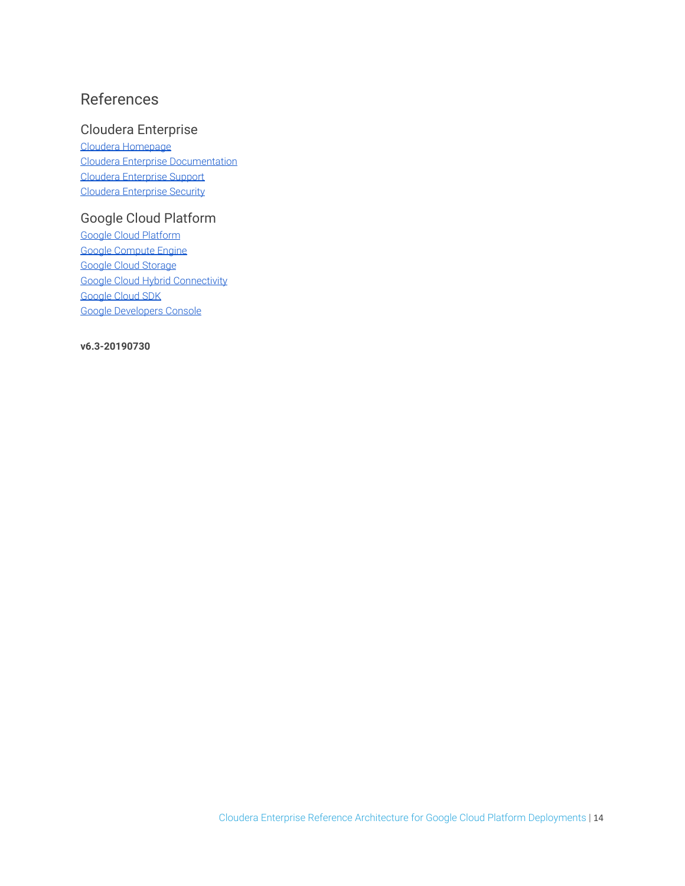## References

### Cloudera Enterprise

Cloudera Homepage
Cloudera Enterprise Documentation
Cloudera Enterprise Support
Cloudera Enterprise Security

### Google Cloud Platform

Google Cloud Platform
Google Compute Engine
Google Cloud Storage
Google Cloud Hybrid Connectivity
Google Cloud SDK
Google Developers Console

**v6.3-20190730**